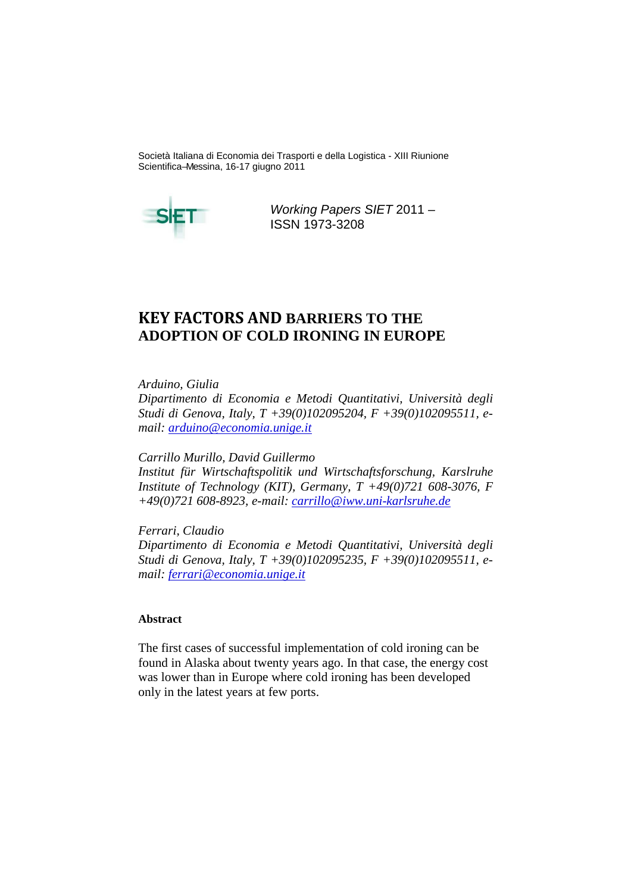Società Italiana di Economia dei Trasporti e della Logistica - XIII Riunione Scientifica–Messina, 16-17 giugno 2011

*Working Papers SIET* 2011 – ISSN 1973-3208

# KEY FACTORS AND BARRIERS TO THE ADOPTION OF COLD IRONING IN EUROPE

*Arduino, Giulia*
*Dipartimento di Economia e Metodi Quantitativi, Università degli Studi di Genova, Italy, T +39(0)102095204, F +39(0)102095511, e-mail: arduino@economia.unige.it*

*Carrillo Murillo, David Guillermo*
*Institut für Wirtschaftspolitik und Wirtschaftsforschung, Karslruhe Institute of Technology (KIT), Germany, T +49(0)721 608-3076, F +49(0)721 608-8923, e-mail: carrillo@iww.uni-karlsruhe.de*

*Ferrari, Claudio*
*Dipartimento di Economia e Metodi Quantitativi, Università degli Studi di Genova, Italy, T +39(0)102095235, F +39(0)102095511, e-mail: ferrari@economia.unige.it*

**Abstract**

The first cases of successful implementation of cold ironing can be found in Alaska about twenty years ago. In that case, the energy cost was lower than in Europe where cold ironing has been developed only in the latest years at few ports.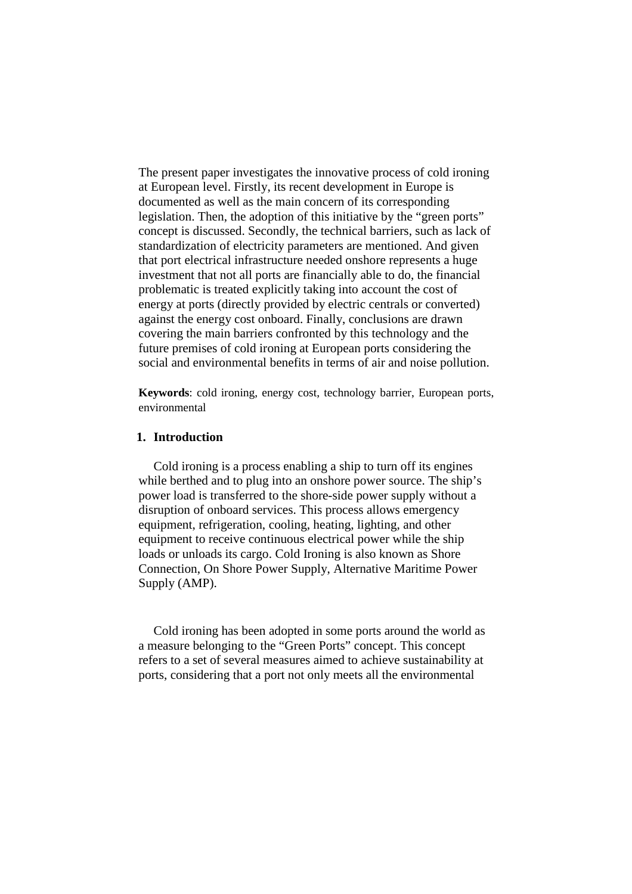The present paper investigates the innovative process of cold ironing at European level. Firstly, its recent development in Europe is documented as well as the main concern of its corresponding legislation. Then, the adoption of this initiative by the "green ports" concept is discussed. Secondly, the technical barriers, such as lack of standardization of electricity parameters are mentioned. And given that port electrical infrastructure needed onshore represents a huge investment that not all ports are financially able to do, the financial problematic is treated explicitly taking into account the cost of energy at ports (directly provided by electric centrals or converted) against the energy cost onboard. Finally, conclusions are drawn covering the main barriers confronted by this technology and the future premises of cold ironing at European ports considering the social and environmental benefits in terms of air and noise pollution.

**Keywords**: cold ironing, energy cost, technology barrier, European ports, environmental

## 1. Introduction

Cold ironing is a process enabling a ship to turn off its engines while berthed and to plug into an onshore power source. The ship's power load is transferred to the shore-side power supply without a disruption of onboard services. This process allows emergency equipment, refrigeration, cooling, heating, lighting, and other equipment to receive continuous electrical power while the ship loads or unloads its cargo. Cold Ironing is also known as Shore Connection, On Shore Power Supply, Alternative Maritime Power Supply (AMP).

Cold ironing has been adopted in some ports around the world as a measure belonging to the "Green Ports" concept. This concept refers to a set of several measures aimed to achieve sustainability at ports, considering that a port not only meets all the environmental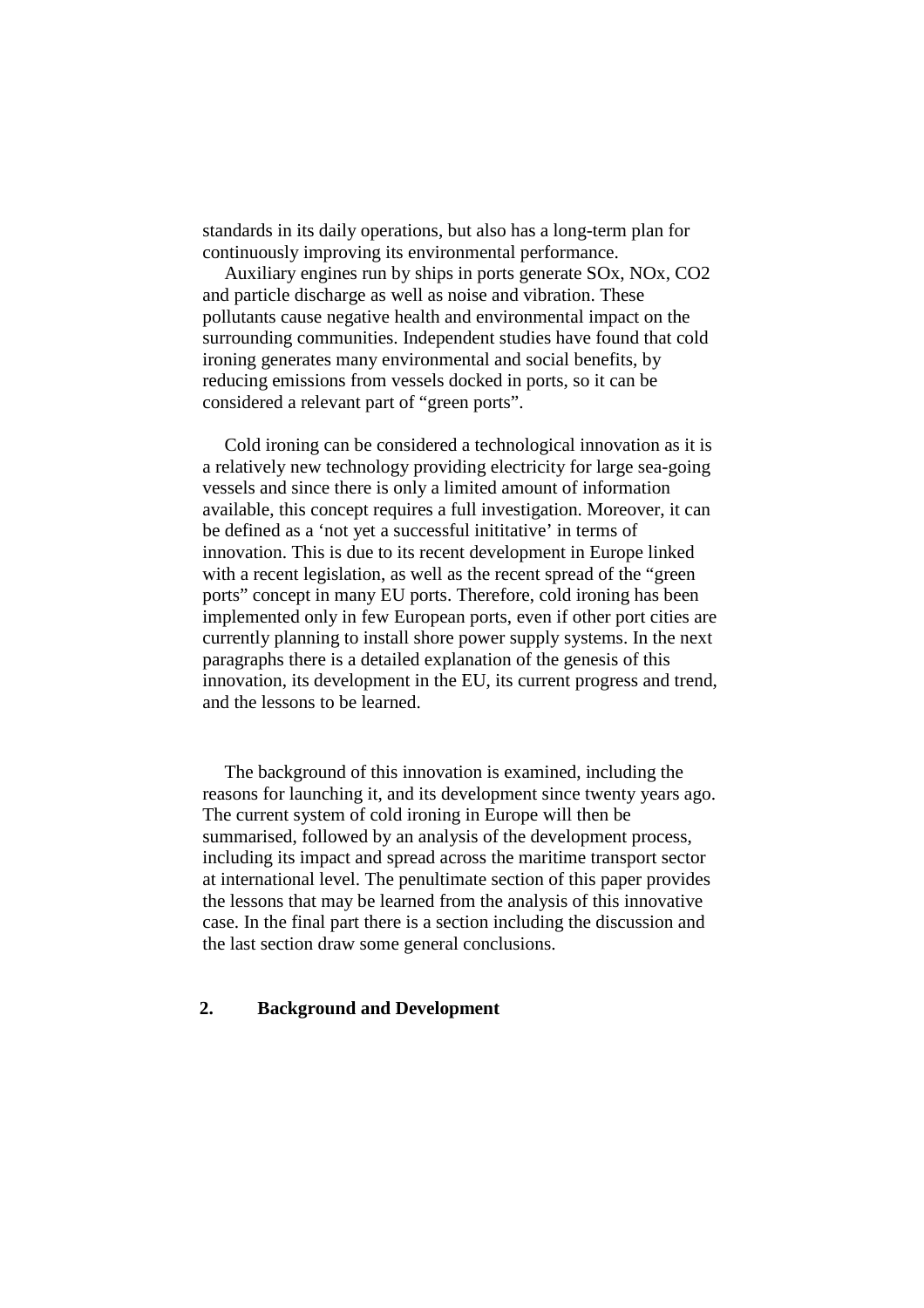standards in its daily operations, but also has a long-term plan for continuously improving its environmental performance.

Auxiliary engines run by ships in ports generate SOx, NOx, $CO_2$ and particle discharge as well as noise and vibration. These pollutants cause negative health and environmental impact on the surrounding communities. Independent studies have found that cold ironing generates many environmental and social benefits, by reducing emissions from vessels docked in ports, so it can be considered a relevant part of "green ports".

Cold ironing can be considered a technological innovation as it is a relatively new technology providing electricity for large sea-going vessels and since there is only a limited amount of information available, this concept requires a full investigation. Moreover, it can be defined as a 'not yet a successful inititative' in terms of innovation. This is due to its recent development in Europe linked with a recent legislation, as well as the recent spread of the "green ports" concept in many EU ports. Therefore, cold ironing has been implemented only in few European ports, even if other port cities are currently planning to install shore power supply systems. In the next paragraphs there is a detailed explanation of the genesis of this innovation, its development in the EU, its current progress and trend, and the lessons to be learned.

The background of this innovation is examined, including the reasons for launching it, and its development since twenty years ago. The current system of cold ironing in Europe will then be summarised, followed by an analysis of the development process, including its impact and spread across the maritime transport sector at international level. The penultimate section of this paper provides the lessons that may be learned from the analysis of this innovative case. In the final part there is a section including the discussion and the last section draw some general conclusions.

## 2. Background and Development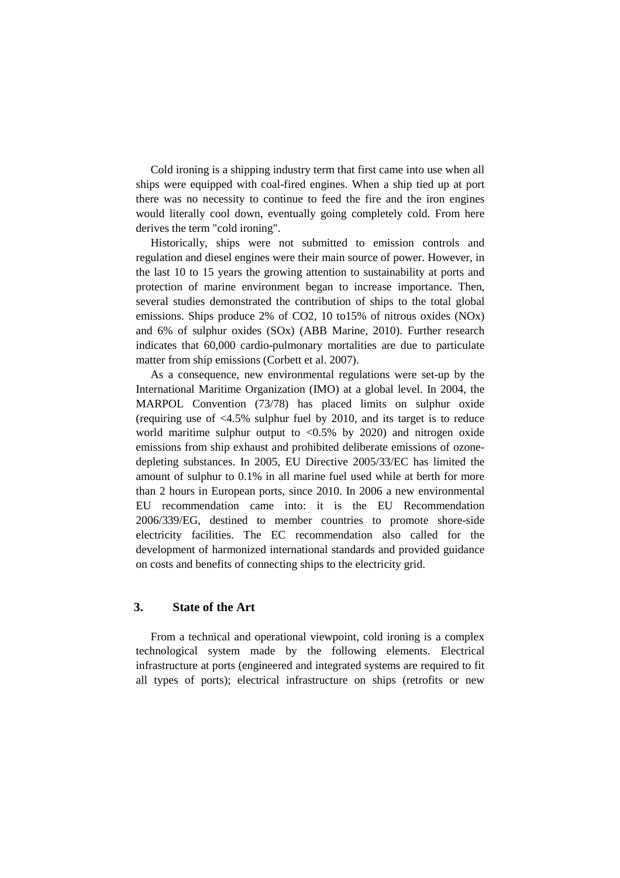Cold ironing is a shipping industry term that first came into use when all ships were equipped with coal-fired engines. When a ship tied up at port there was no necessity to continue to feed the fire and the iron engines would literally cool down, eventually going completely cold. From here derives the term "cold ironing".

Historically, ships were not submitted to emission controls and regulation and diesel engines were their main source of power. However, in the last 10 to 15 years the growing attention to sustainability at ports and protection of marine environment began to increase importance. Then, several studies demonstrated the contribution of ships to the total global emissions. Ships produce 2% of $CO_2$, 10 to15% of nitrous oxides ($NO_x$) and 6% of sulphur oxides ($SO_x$) (ABB Marine, 2010). Further research indicates that 60,000 cardio-pulmonary mortalities are due to particulate matter from ship emissions (Corbett et al. 2007).

As a consequence, new environmental regulations were set-up by the International Maritime Organization (IMO) at a global level. In 2004, the MARPOL Convention (73/78) has placed limits on sulphur oxide (requiring use of <4.5% sulphur fuel by 2010, and its target is to reduce world maritime sulphur output to <0.5% by 2020) and nitrogen oxide emissions from ship exhaust and prohibited deliberate emissions of ozone-depleting substances. In 2005, EU Directive 2005/33/EC has limited the amount of sulphur to 0.1% in all marine fuel used while at berth for more than 2 hours in European ports, since 2010. In 2006 a new environmental EU recommendation came into: it is the EU Recommendation 2006/339/EG, destined to member countries to promote shore-side electricity facilities. The EC recommendation also called for the development of harmonized international standards and provided guidance on costs and benefits of connecting ships to the electricity grid.

## 3. State of the Art

From a technical and operational viewpoint, cold ironing is a complex technological system made by the following elements. Electrical infrastructure at ports (engineered and integrated systems are required to fit all types of ports); electrical infrastructure on ships (retrofits or new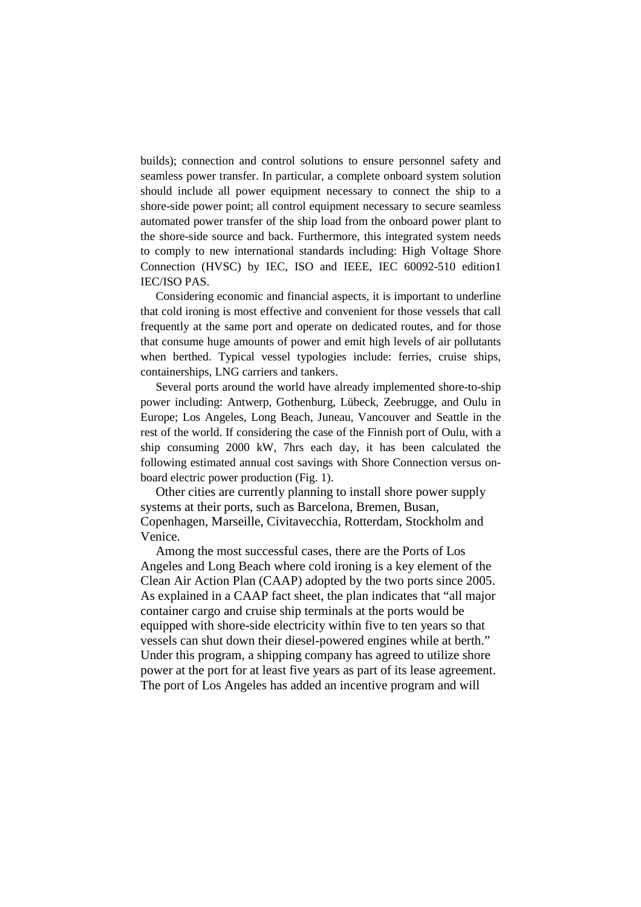builds); connection and control solutions to ensure personnel safety and seamless power transfer. In particular, a complete onboard system solution should include all power equipment necessary to connect the ship to a shore-side power point; all control equipment necessary to secure seamless automated power transfer of the ship load from the onboard power plant to the shore-side source and back. Furthermore, this integrated system needs to comply to new international standards including: High Voltage Shore Connection (HVSC) by IEC, ISO and IEEE, IEC 60092-510 edition1 IEC/ISO PAS.

Considering economic and financial aspects, it is important to underline that cold ironing is most effective and convenient for those vessels that call frequently at the same port and operate on dedicated routes, and for those that consume huge amounts of power and emit high levels of air pollutants when berthed. Typical vessel typologies include: ferries, cruise ships, containerships, LNG carriers and tankers.

Several ports around the world have already implemented shore-to-ship power including: Antwerp, Gothenburg, Lübeck, Zeebrugge, and Oulu in Europe; Los Angeles, Long Beach, Juneau, Vancouver and Seattle in the rest of the world. If considering the case of the Finnish port of Oulu, with a ship consuming 2000 kW, 7hrs each day, it has been calculated the following estimated annual cost savings with Shore Connection versus on-board electric power production (Fig. 1).

Other cities are currently planning to install shore power supply systems at their ports, such as Barcelona, Bremen, Busan, Copenhagen, Marseille, Civitavecchia, Rotterdam, Stockholm and Venice.

Among the most successful cases, there are the Ports of Los Angeles and Long Beach where cold ironing is a key element of the Clean Air Action Plan (CAAP) adopted by the two ports since 2005. As explained in a CAAP fact sheet, the plan indicates that "all major container cargo and cruise ship terminals at the ports would be equipped with shore-side electricity within five to ten years so that vessels can shut down their diesel-powered engines while at berth." Under this program, a shipping company has agreed to utilize shore power at the port for at least five years as part of its lease agreement. The port of Los Angeles has added an incentive program and will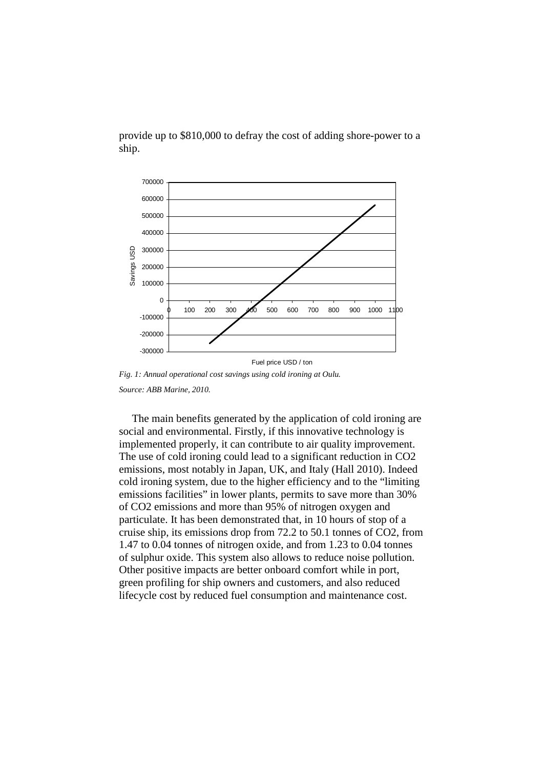provide up to $810,000 to defray the cost of adding shore-power to a ship.

*Fig. 1: Annual operational cost savings using cold ironing at Oulu.*

*Source: ABB Marine, 2010.*

The main benefits generated by the application of cold ironing are social and environmental. Firstly, if this innovative technology is implemented properly, it can contribute to air quality improvement. The use of cold ironing could lead to a significant reduction in CO2 emissions, most notably in Japan, UK, and Italy (Hall 2010). Indeed cold ironing system, due to the higher efficiency and to the "limiting emissions facilities" in lower plants, permits to save more than 30% of CO2 emissions and more than 95% of nitrogen oxygen and particulate. It has been demonstrated that, in 10 hours of stop of a cruise ship, its emissions drop from 72.2 to 50.1 tonnes of CO2, from 1.47 to 0.04 tonnes of nitrogen oxide, and from 1.23 to 0.04 tonnes of sulphur oxide. This system also allows to reduce noise pollution. Other positive impacts are better onboard comfort while in port, green profiling for ship owners and customers, and also reduced lifecycle cost by reduced fuel consumption and maintenance cost.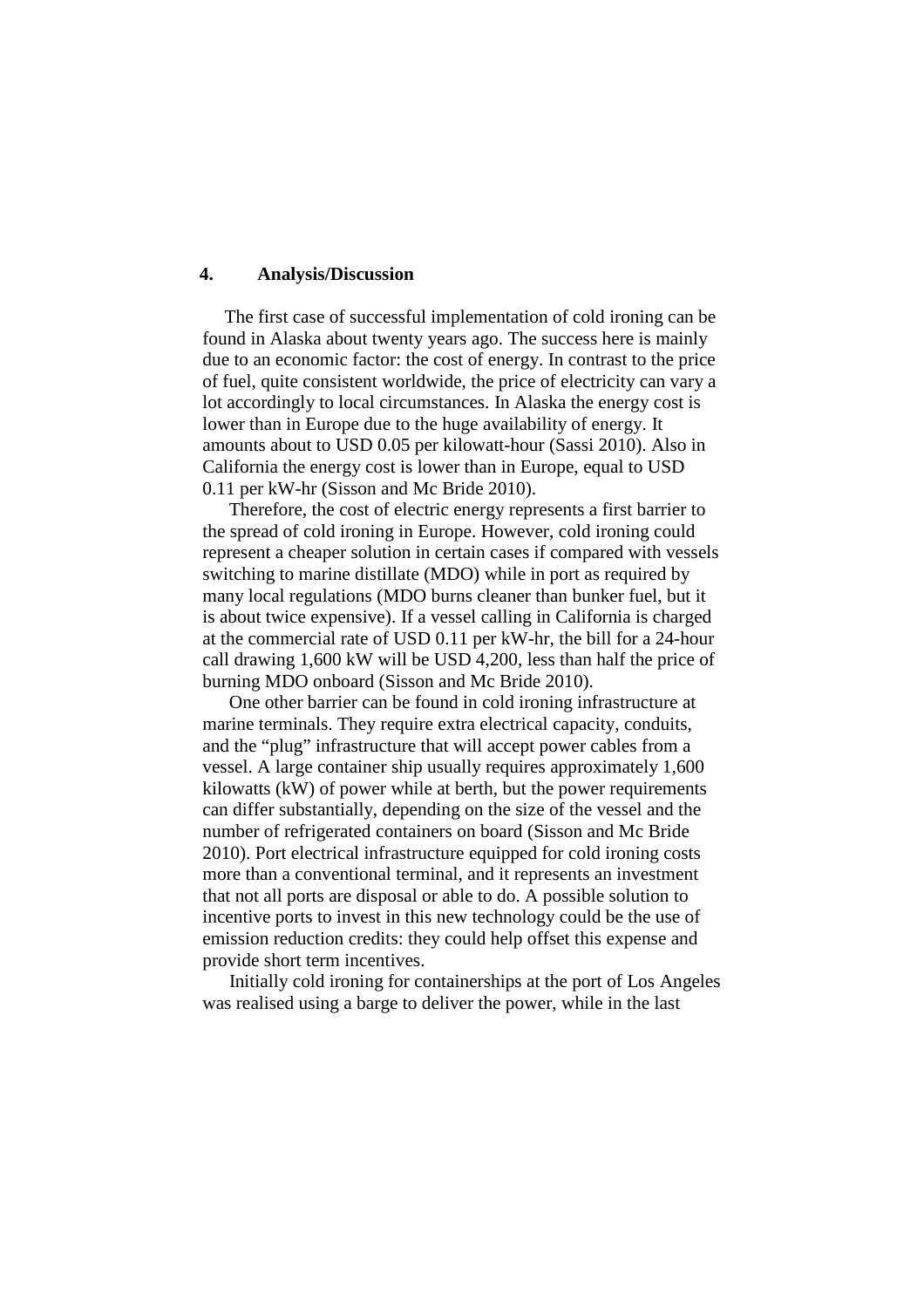## 4. Analysis/Discussion

The first case of successful implementation of cold ironing can be found in Alaska about twenty years ago. The success here is mainly due to an economic factor: the cost of energy. In contrast to the price of fuel, quite consistent worldwide, the price of electricity can vary a lot accordingly to local circumstances. In Alaska the energy cost is lower than in Europe due to the huge availability of energy. It amounts about to USD 0.05 per kilowatt-hour (Sassi 2010). Also in California the energy cost is lower than in Europe, equal to USD 0.11 per kW-hr (Sisson and Mc Bride 2010).

Therefore, the cost of electric energy represents a first barrier to the spread of cold ironing in Europe. However, cold ironing could represent a cheaper solution in certain cases if compared with vessels switching to marine distillate (MDO) while in port as required by many local regulations (MDO burns cleaner than bunker fuel, but it is about twice expensive). If a vessel calling in California is charged at the commercial rate of USD 0.11 per kW-hr, the bill for a 24-hour call drawing 1,600 kW will be USD 4,200, less than half the price of burning MDO onboard (Sisson and Mc Bride 2010).

One other barrier can be found in cold ironing infrastructure at marine terminals. They require extra electrical capacity, conduits, and the "plug" infrastructure that will accept power cables from a vessel. A large container ship usually requires approximately 1,600 kilowatts (kW) of power while at berth, but the power requirements can differ substantially, depending on the size of the vessel and the number of refrigerated containers on board (Sisson and Mc Bride 2010). Port electrical infrastructure equipped for cold ironing costs more than a conventional terminal, and it represents an investment that not all ports are disposal or able to do. A possible solution to incentive ports to invest in this new technology could be the use of emission reduction credits: they could help offset this expense and provide short term incentives.

Initially cold ironing for containerships at the port of Los Angeles was realised using a barge to deliver the power, while in the last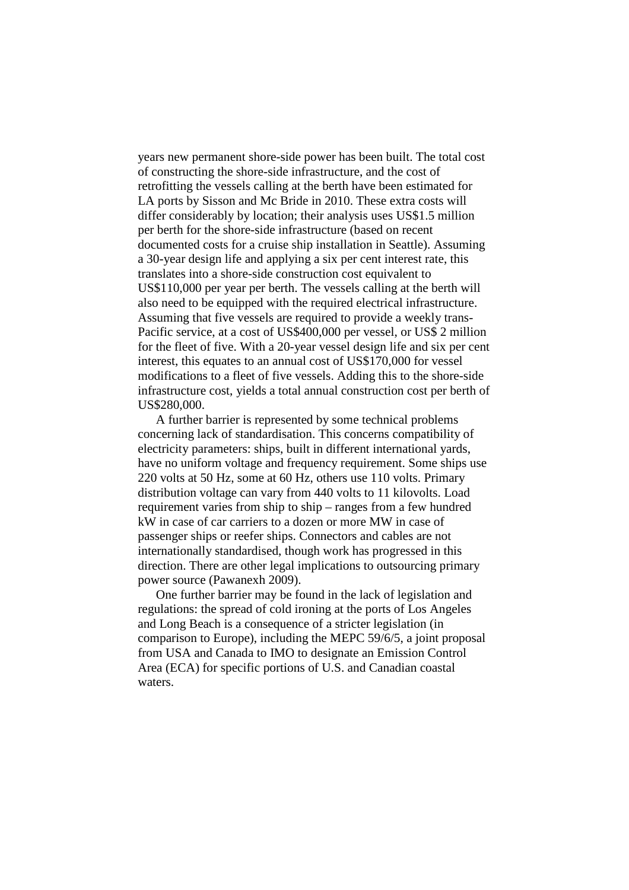years new permanent shore-side power has been built. The total cost of constructing the shore-side infrastructure, and the cost of retrofitting the vessels calling at the berth have been estimated for LA ports by Sisson and Mc Bride in 2010. These extra costs will differ considerably by location; their analysis uses US$1.5 million per berth for the shore-side infrastructure (based on recent documented costs for a cruise ship installation in Seattle). Assuming a 30-year design life and applying a six per cent interest rate, this translates into a shore-side construction cost equivalent to US$110,000 per year per berth. The vessels calling at the berth will also need to be equipped with the required electrical infrastructure. Assuming that five vessels are required to provide a weekly trans-Pacific service, at a cost of US$400,000 per vessel, or US$ 2 million for the fleet of five. With a 20-year vessel design life and six per cent interest, this equates to an annual cost of US$170,000 for vessel modifications to a fleet of five vessels. Adding this to the shore-side infrastructure cost, yields a total annual construction cost per berth of US$280,000.

A further barrier is represented by some technical problems concerning lack of standardisation. This concerns compatibility of electricity parameters: ships, built in different international yards, have no uniform voltage and frequency requirement. Some ships use 220 volts at 50 Hz, some at 60 Hz, others use 110 volts. Primary distribution voltage can vary from 440 volts to 11 kilovolts. Load requirement varies from ship to ship – ranges from a few hundred kW in case of car carriers to a dozen or more MW in case of passenger ships or reefer ships. Connectors and cables are not internationally standardised, though work has progressed in this direction. There are other legal implications to outsourcing primary power source (Pawanexh 2009).

One further barrier may be found in the lack of legislation and regulations: the spread of cold ironing at the ports of Los Angeles and Long Beach is a consequence of a stricter legislation (in comparison to Europe), including the MEPC 59/6/5, a joint proposal from USA and Canada to IMO to designate an Emission Control Area (ECA) for specific portions of U.S. and Canadian coastal waters.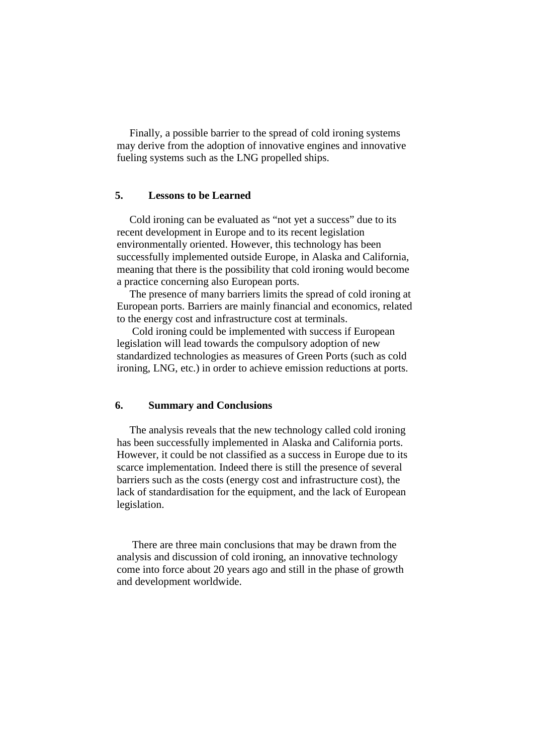Finally, a possible barrier to the spread of cold ironing systems may derive from the adoption of innovative engines and innovative fueling systems such as the LNG propelled ships.

## 5. Lessons to be Learned

Cold ironing can be evaluated as “not yet a success” due to its recent development in Europe and to its recent legislation environmentally oriented. However, this technology has been successfully implemented outside Europe, in Alaska and California, meaning that there is the possibility that cold ironing would become a practice concerning also European ports.

The presence of many barriers limits the spread of cold ironing at European ports. Barriers are mainly financial and economics, related to the energy cost and infrastructure cost at terminals.

Cold ironing could be implemented with success if European legislation will lead towards the compulsory adoption of new standardized technologies as measures of Green Ports (such as cold ironing, LNG, etc.) in order to achieve emission reductions at ports.

## 6. Summary and Conclusions

The analysis reveals that the new technology called cold ironing has been successfully implemented in Alaska and California ports. However, it could be not classified as a success in Europe due to its scarce implementation. Indeed there is still the presence of several barriers such as the costs (energy cost and infrastructure cost), the lack of standardisation for the equipment, and the lack of European legislation.

There are three main conclusions that may be drawn from the analysis and discussion of cold ironing, an innovative technology come into force about 20 years ago and still in the phase of growth and development worldwide.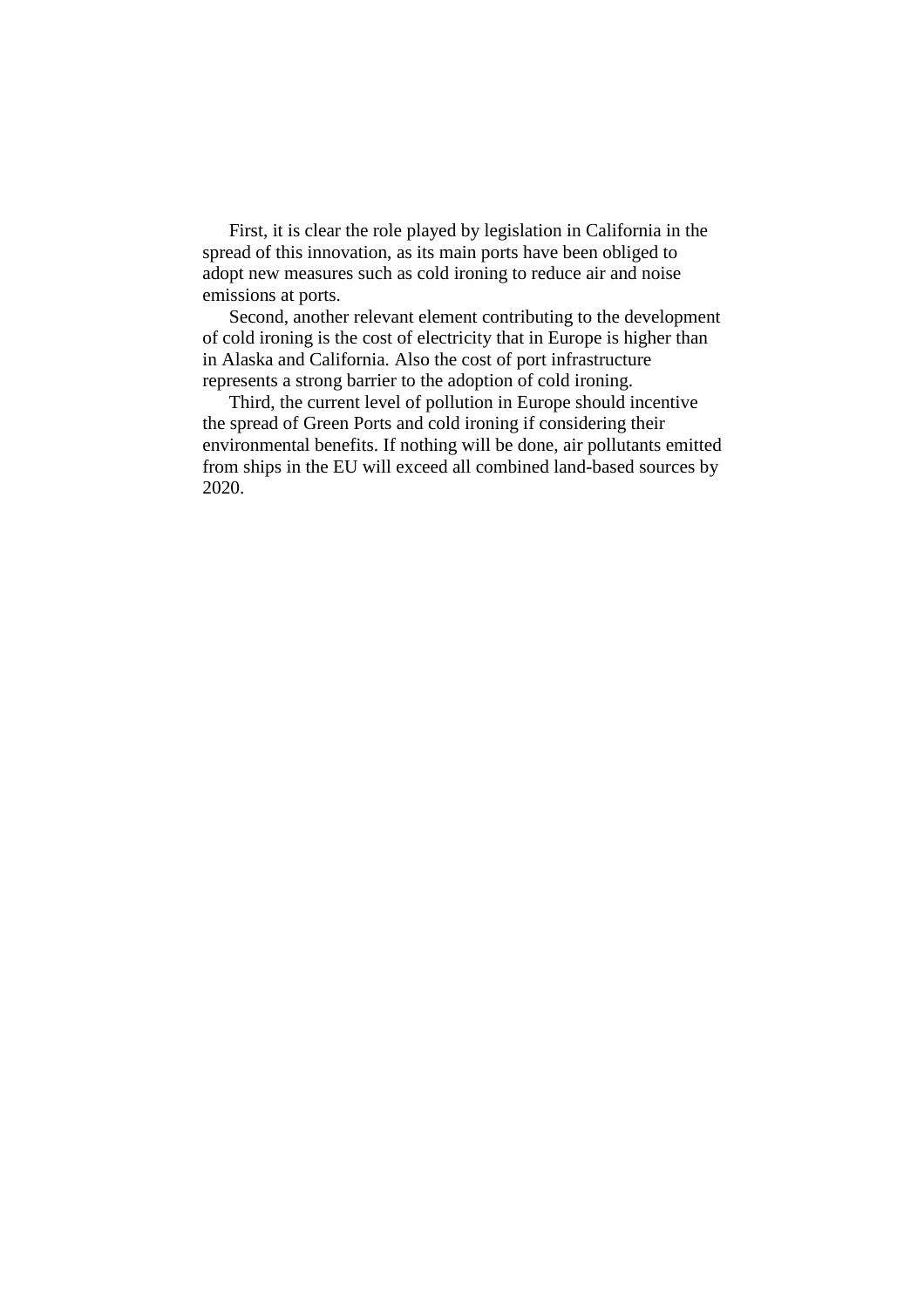First, it is clear the role played by legislation in California in the spread of this innovation, as its main ports have been obliged to adopt new measures such as cold ironing to reduce air and noise emissions at ports.

Second, another relevant element contributing to the development of cold ironing is the cost of electricity that in Europe is higher than in Alaska and California. Also the cost of port infrastructure represents a strong barrier to the adoption of cold ironing.

Third, the current level of pollution in Europe should incentive the spread of Green Ports and cold ironing if considering their environmental benefits. If nothing will be done, air pollutants emitted from ships in the EU will exceed all combined land-based sources by 2020.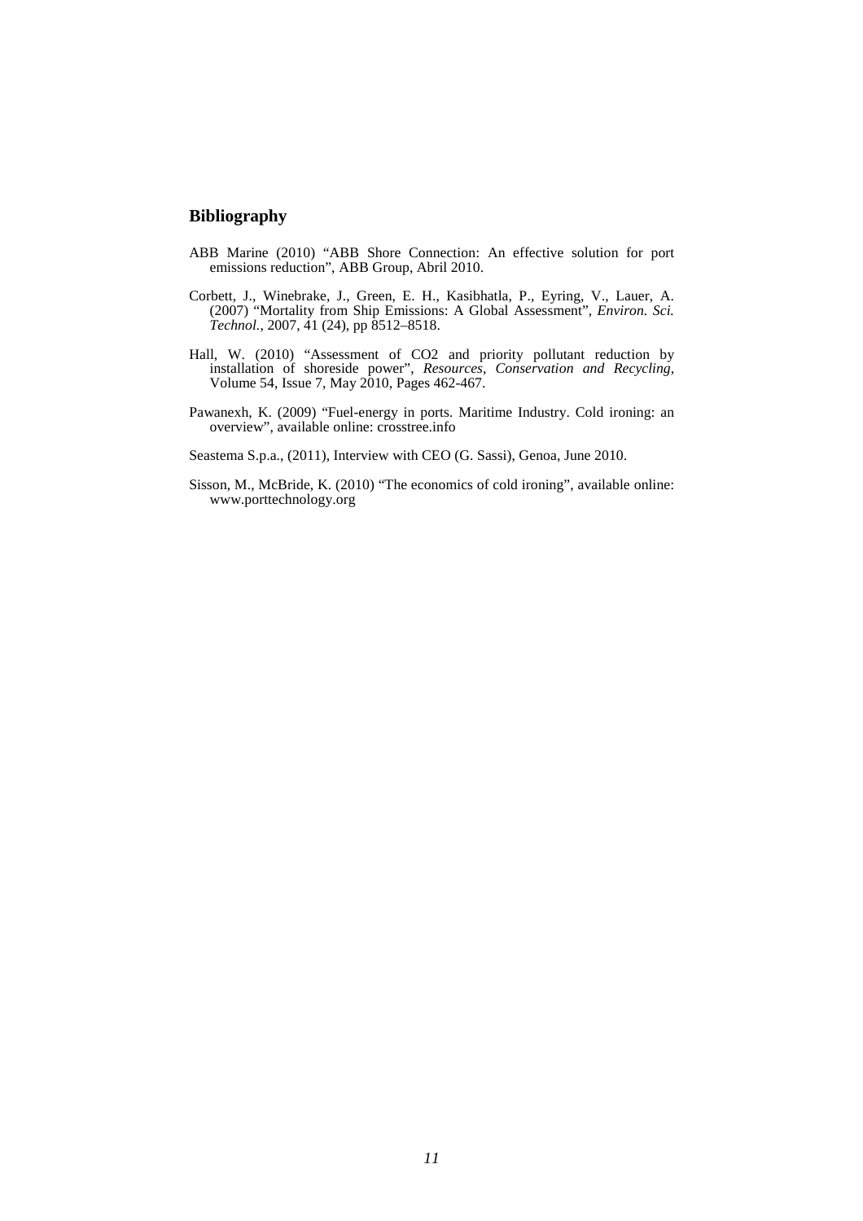## Bibliography

ABB Marine (2010) "ABB Shore Connection: An effective solution for port emissions reduction", ABB Group, Abril 2010.

Corbett, J., Winebrake, J., Green, E. H., Kasibhatla, P., Eyring, V., Lauer, A. (2007) "Mortality from Ship Emissions: A Global Assessment", *Environ. Sci. Technol.*, 2007, 41 (24), pp 8512–8518.

Hall, W. (2010) "Assessment of CO2 and priority pollutant reduction by installation of shoreside power", *Resources, Conservation and Recycling*, Volume 54, Issue 7, May 2010, Pages 462-467.

Pawanexh, K. (2009) "Fuel-energy in ports. Maritime Industry. Cold ironing: an overview", available online: crosstree.info

Seastema S.p.a., (2011), Interview with CEO (G. Sassi), Genoa, June 2010.

Sisson, M., McBride, K. (2010) "The economics of cold ironing", available online: www.porttechnology.org